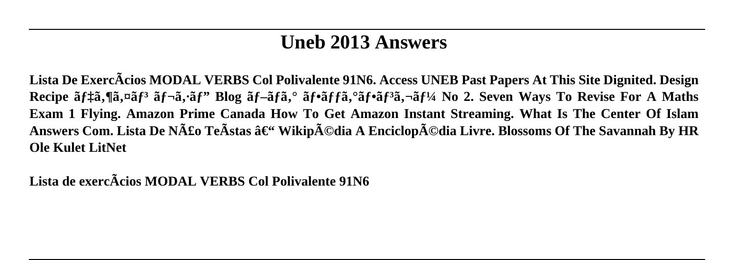# Uneb 2013 Answers

**Lista De ExercÃcios MODAL VERBS Col Polivalente 91N6. Access UNEB Past Papers At This Site Dignited. Design Recipe ãƒ‡ã‚¶ã‚¤ãƒ³ ãƒ¬ã‚·ãƒ” Blog ãƒ–ãƒ­ã‚° ãƒ•ãƒƒã‚°ãƒ•ãƒ³ã‚¬ãƒ¼ No 2. Seven Ways To Revise For A Maths Exam 1 Flying. Amazon Prime Canada How To Get Amazon Instant Streaming. What Is The Center Of Islam Answers Com. Lista De NÃ£o TeÃstas â€“ WikipÃ©dia A EnciclopÃ©dia Livre. Blossoms Of The Savannah By HR Ole Kulet LitNet**

**Lista de exercÃcios MODAL VERBS Col Polivalente 91N6**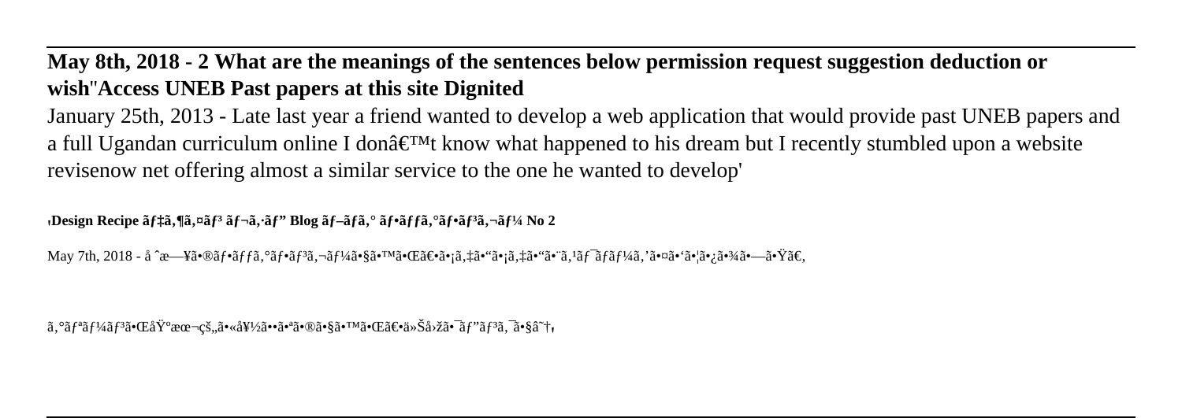**May 8th, 2018 - 2 What are the meanings of the sentences below permission request suggestion deduction or wish''Access UNEB Past papers at this site Dignited**

January 25th, 2013 - Late last year a friend wanted to develop a web application that would provide past UNEB papers and a full Ugandan curriculum online I donâ€™t know what happened to his dream but I recently stumbled upon a website revisenow net offering almost a similar service to the one he wanted to develop'

'**Design Recipe ãƒ‡ã‚¶ã‚¤ãƒ³ ãƒ¬ã‚·ãƒ” Blog ãƒ–ãƒ­ã‚° ãƒ•ãƒƒã‚°ãƒ•ãƒ³ã‚¬ãƒ¼ No 2**

May 7th, 2018 - å ˆæ—¥ã•®ãƒ•ãƒƒã‚°ãƒ•ãƒ³ã‚¬ãƒ¼ã•§ã•™ã•Œã€•ã•¡ã‚‡ã•"ã•¡ã‚‡ã•"ã•¨ã‚¹ãƒ¯ãƒƒãƒ¼ã‚'ã•¤ã•'ã•¦ã•¿ã•¾ã•—ã•Ÿã€‚

ã‚°ãƒªãƒ¼ãƒ³ã•ŒåŸºæœ¬çš„ã•«å¥½ã••ã•ªã•®ã•§ã•™ã•Œã€•ä»Šå›žã•¯ãƒ''ãƒ³ã‚¯ã•§â˜†'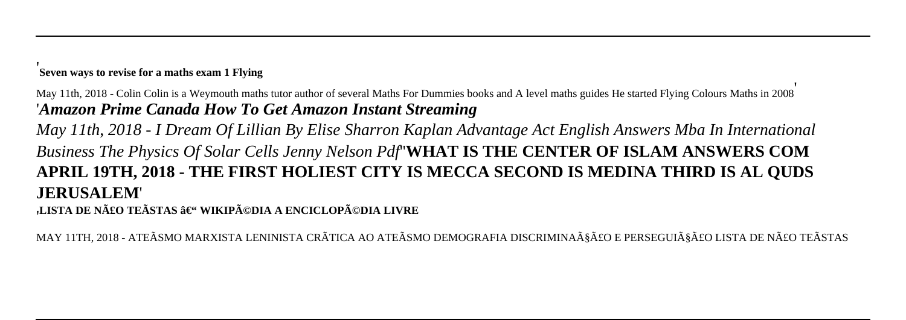'**Seven ways to revise for a maths exam 1 Flying**

May 11th, 2018 - Colin Colin is a Weymouth maths tutor author of several Maths For Dummies books and A level maths guides He started Flying Colours Maths in 2008'

'*Amazon Prime Canada How To Get Amazon Instant Streaming*

*May 11th, 2018 - I Dream Of Lillian By Elise Sharron Kaplan Advantage Act English Answers Mba In International Business The Physics Of Solar Cells Jenny Nelson Pdf*''**WHAT IS THE CENTER OF ISLAM ANSWERS COM APRIL 19TH, 2018 - THE FIRST HOLIEST CITY IS MECCA SECOND IS MEDINA THIRD IS AL QUDS JERUSALEM**'

'**LISTA DE NÃ£O TEÃSTAS â€" WIKIPÃ©DIA A ENCICLOPÃ©DIA LIVRE**

MAY 11TH, 2018 - ATEÃSMO MARXISTA LENINISTA CRÃTICA AO ATEÃSMO DEMOGRAFIA DISCRIMINAÃ§Ã£O E PERSEGUIÃ§Ã£O LISTA DE NÃ£O TEÃSTAS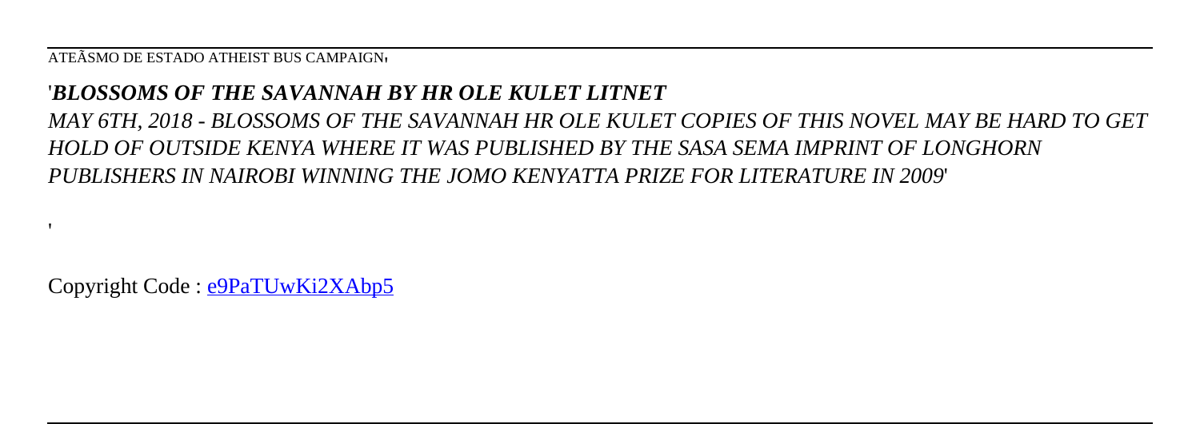ATEÃSMO DE ESTADO ATHEIST BUS CAMPAIGN'

'***BLOSSOMS OF THE SAVANNAH BY HR OLE KULET LITNET***

*MAY 6TH, 2018 - BLOSSOMS OF THE SAVANNAH HR OLE KULET COPIES OF THIS NOVEL MAY BE HARD TO GET HOLD OF OUTSIDE KENYA WHERE IT WAS PUBLISHED BY THE SASA SEMA IMPRINT OF LONGHORN PUBLISHERS IN NAIROBI WINNING THE JOMO KENYATTA PRIZE FOR LITERATURE IN 2009*'

'

Copyright Code : e9PaTUwKi2XAbp5